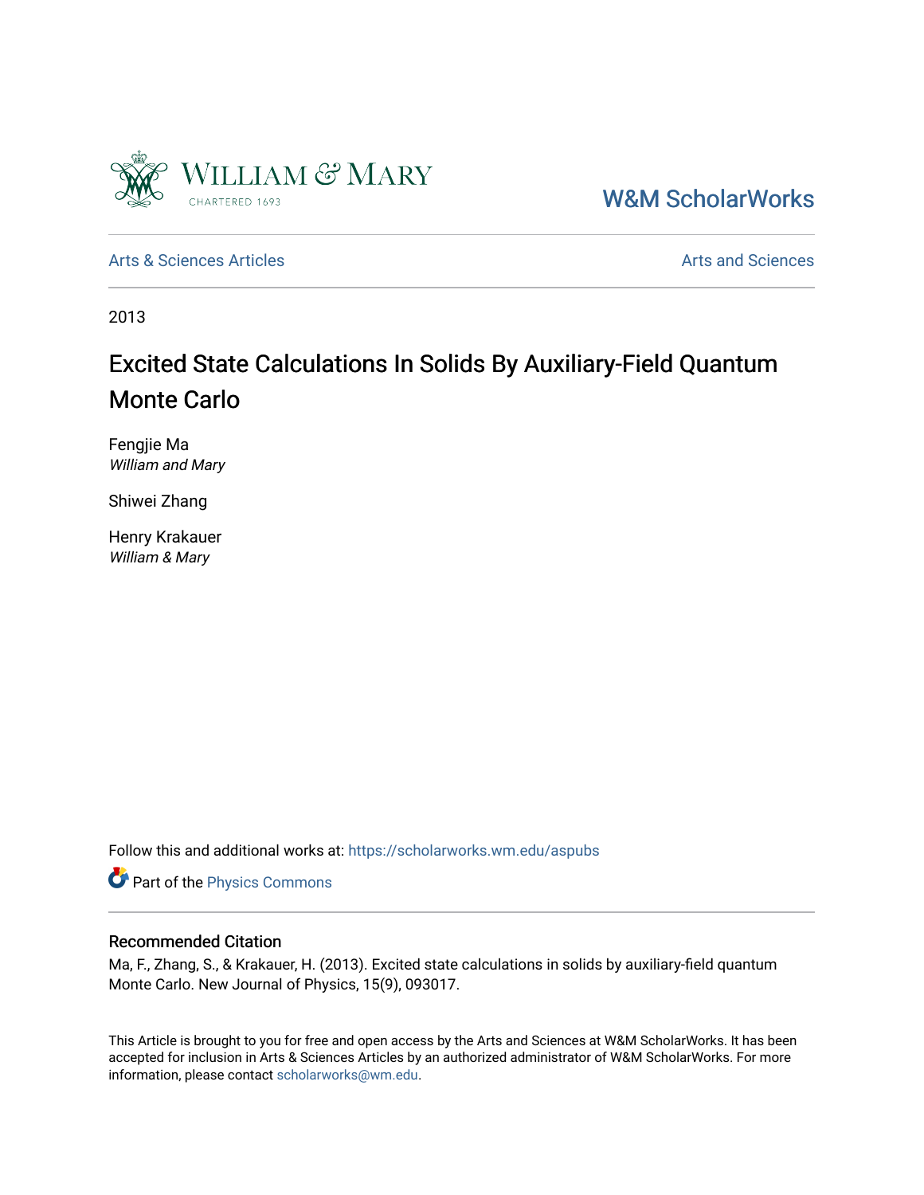W&M ScholarWorks

Arts & Sciences Articles

Arts and Sciences

2013

# Excited State Calculations In Solids By Auxiliary-Field Quantum Monte Carlo

Fengjie Ma
*William and Mary*

Shiwei Zhang

Henry Krakauer
*William & Mary*

Follow this and additional works at: https://scholarworks.wm.edu/aspubs

Part of the Physics Commons

## Recommended Citation

Ma, F., Zhang, S., & Krakauer, H. (2013). Excited state calculations in solids by auxiliary-field quantum Monte Carlo. New Journal of Physics, 15(9), 093017.

This Article is brought to you for free and open access by the Arts and Sciences at W&M ScholarWorks. It has been accepted for inclusion in Arts & Sciences Articles by an authorized administrator of W&M ScholarWorks. For more information, please contact scholarworks@wm.edu.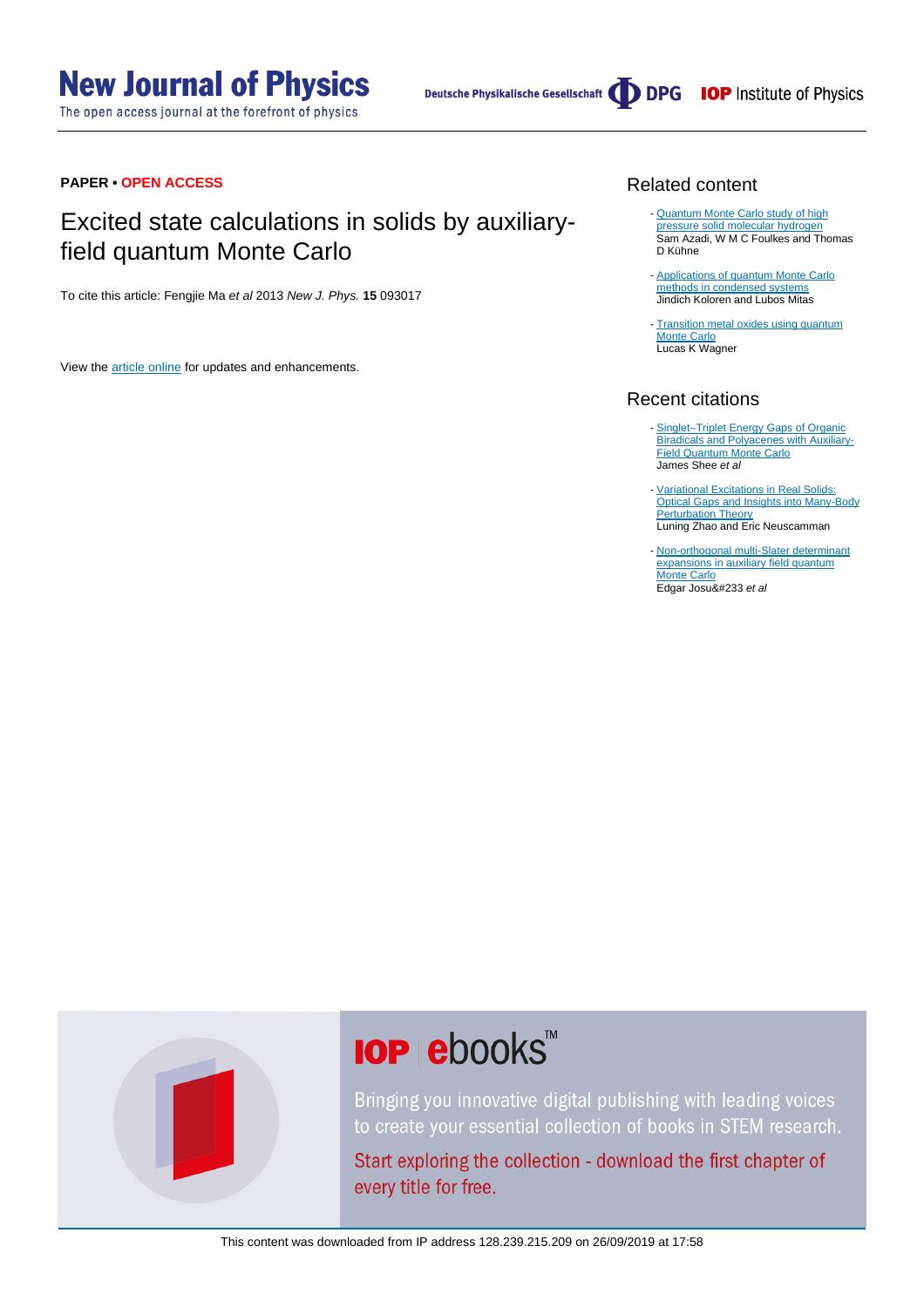**PAPER • OPEN ACCESS**

# Excited state calculations in solids by auxiliary-field quantum Monte Carlo

To cite this article: Fengjie Ma *et al* 2013 *New J. Phys.* **15** 093017

View the article online for updates and enhancements.

## Related content

- Quantum Monte Carlo study of high pressure solid molecular hydrogen
  Sam Azadi, W M C Foulkes and Thomas D Kühne

- Applications of quantum Monte Carlo methods in condensed systems
  Jindich Koloren and Lubos Mitas

- Transition metal oxides using quantum Monte Carlo
  Lucas K Wagner

## Recent citations

- Singlet–Triplet Energy Gaps of Organic Biradicals and Polyacenes with Auxiliary-Field Quantum Monte Carlo
  James Shee *et al*

- Variational Excitations in Real Solids: Optical Gaps and Insights into Many-Body Perturbation Theory
  Luning Zhao and Eric Neuscamman

- Non-orthogonal multi-Slater determinant expansions in auxiliary field quantum Monte Carlo
  Edgar Josu&#233 *et al*

IOP ebooks™

Bringing you innovative digital publishing with leading voices to create your essential collection of books in STEM research.

Start exploring the collection - download the first chapter of every title for free.

This content was downloaded from IP address 128.239.215.209 on 26/09/2019 at 17:58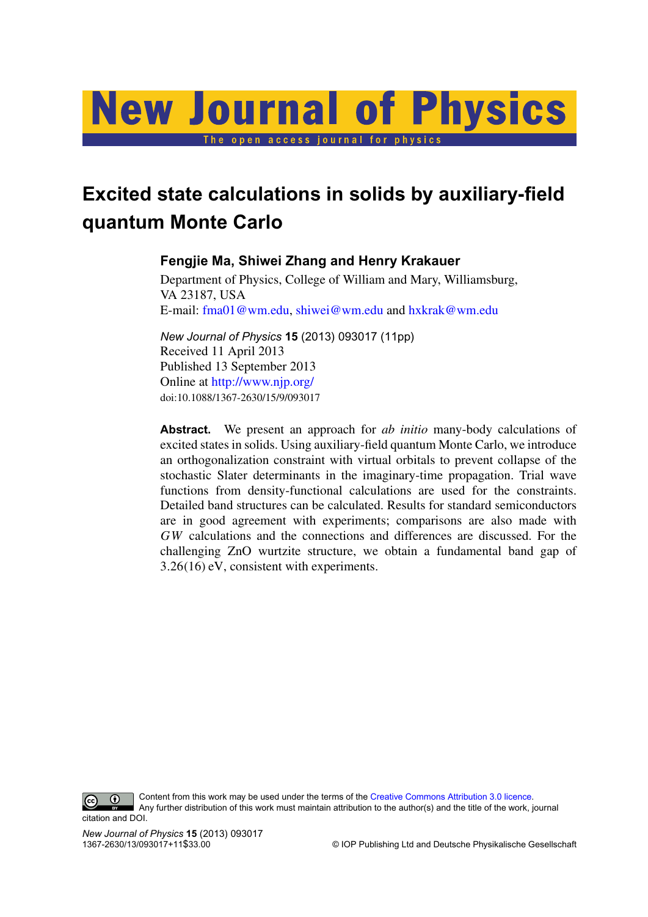# Excited state calculations in solids by auxiliary-field quantum Monte Carlo

**Fengjie Ma, Shiwei Zhang and Henry Krakauer**

Department of Physics, College of William and Mary, Williamsburg, VA 23187, USA

E-mail: fma01@wm.edu, shiwei@wm.edu and hxkrak@wm.edu

*New Journal of Physics* **15** (2013) 093017 (11pp)
Received 11 April 2013
Published 13 September 2013
Online at http://www.njp.org/
doi:10.1088/1367-2630/15/9/093017

**Abstract.** We present an approach for *ab initio* many-body calculations of excited states in solids. Using auxiliary-field quantum Monte Carlo, we introduce an orthogonalization constraint with virtual orbitals to prevent collapse of the stochastic Slater determinants in the imaginary-time propagation. Trial wave functions from density-functional calculations are used for the constraints. Detailed band structures can be calculated. Results for standard semiconductors are in good agreement with experiments; comparisons are also made with *GW* calculations and the connections and differences are discussed. For the challenging ZnO wurtzite structure, we obtain a fundamental band gap of 3.26(16) eV, consistent with experiments.

Content from this work may be used under the terms of the Creative Commons Attribution 3.0 licence. Any further distribution of this work must maintain attribution to the author(s) and the title of the work, journal citation and DOI.

1367-2630/13/093017+11$33.00 © IOP Publishing Ltd and Deutsche Physikalische Gesellschaft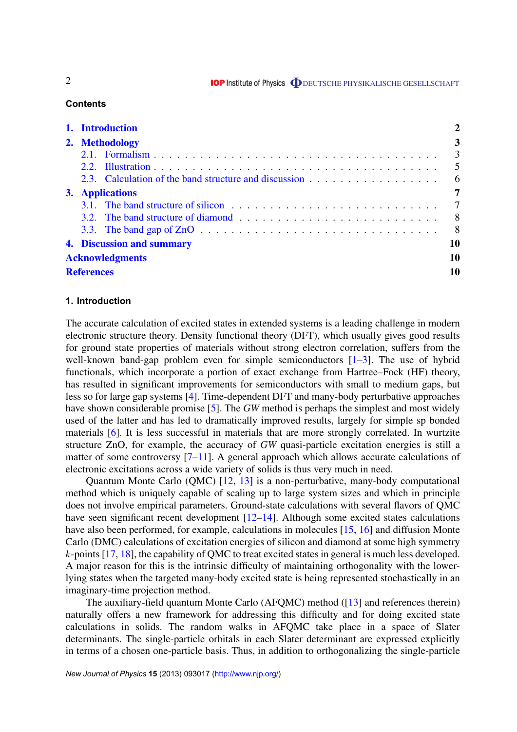## Contents

- **1. Introduction** — 2
- **2. Methodology** — 3
  - 2.1. Formalism — 3
  - 2.2. Illustration — 5
  - 2.3. Calculation of the band structure and discussion — 6
- **3. Applications** — 7
  - 3.1. The band structure of silicon — 7
  - 3.2. The band structure of diamond — 8
  - 3.3. The band gap of ZnO — 8
- **4. Discussion and summary** — 10
- **Acknowledgments** — 10
- **References** — 10

## 1. Introduction

The accurate calculation of excited states in extended systems is a leading challenge in modern electronic structure theory. Density functional theory (DFT), which usually gives good results for ground state properties of materials without strong electron correlation, suffers from the well-known band-gap problem even for simple semiconductors [1–3]. The use of hybrid functionals, which incorporate a portion of exact exchange from Hartree–Fock (HF) theory, has resulted in significant improvements for semiconductors with small to medium gaps, but less so for large gap systems [4]. Time-dependent DFT and many-body perturbative approaches have shown considerable promise [5]. The *GW* method is perhaps the simplest and most widely used of the latter and has led to dramatically improved results, largely for simple sp bonded materials [6]. It is less successful in materials that are more strongly correlated. In wurtzite structure ZnO, for example, the accuracy of *GW* quasi-particle excitation energies is still a matter of some controversy [7–11]. A general approach which allows accurate calculations of electronic excitations across a wide variety of solids is thus very much in need.

Quantum Monte Carlo (QMC) [12, 13] is a non-perturbative, many-body computational method which is uniquely capable of scaling up to large system sizes and which in principle does not involve empirical parameters. Ground-state calculations with several flavors of QMC have seen significant recent development [12–14]. Although some excited states calculations have also been performed, for example, calculations in molecules [15, 16] and diffusion Monte Carlo (DMC) calculations of excitation energies of silicon and diamond at some high symmetry $k$-points [17, 18], the capability of QMC to treat excited states in general is much less developed. A major reason for this is the intrinsic difficulty of maintaining orthogonality with the lower-lying states when the targeted many-body excited state is being represented stochastically in an imaginary-time projection method.

The auxiliary-field quantum Monte Carlo (AFQMC) method ([13] and references therein) naturally offers a new framework for addressing this difficulty and for doing excited state calculations in solids. The random walks in AFQMC take place in a space of Slater determinants. The single-particle orbitals in each Slater determinant are expressed explicitly in terms of a chosen one-particle basis. Thus, in addition to orthogonalizing the single-particle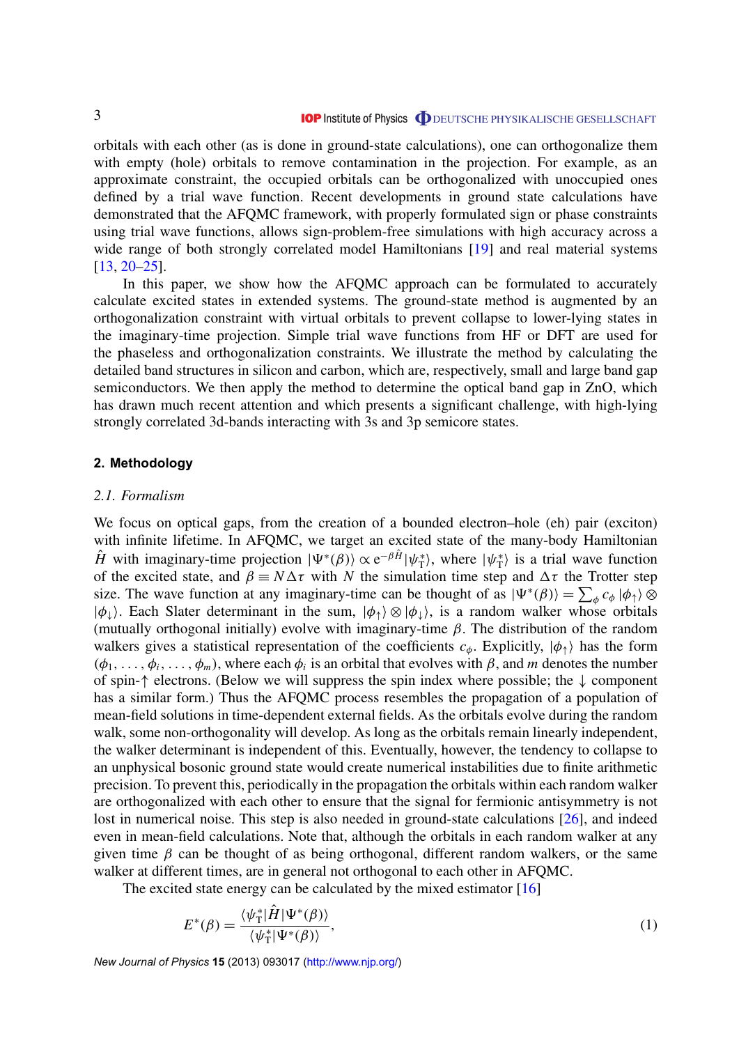orbitals with each other (as is done in ground-state calculations), one can orthogonalize them with empty (hole) orbitals to remove contamination in the projection. For example, as an approximate constraint, the occupied orbitals can be orthogonalized with unoccupied ones defined by a trial wave function. Recent developments in ground state calculations have demonstrated that the AFQMC framework, with properly formulated sign or phase constraints using trial wave functions, allows sign-problem-free simulations with high accuracy across a wide range of both strongly correlated model Hamiltonians [19] and real material systems [13, 20–25].

In this paper, we show how the AFQMC approach can be formulated to accurately calculate excited states in extended systems. The ground-state method is augmented by an orthogonalization constraint with virtual orbitals to prevent collapse to lower-lying states in the imaginary-time projection. Simple trial wave functions from HF or DFT are used for the phaseless and orthogonalization constraints. We illustrate the method by calculating the detailed band structures in silicon and carbon, which are, respectively, small and large band gap semiconductors. We then apply the method to determine the optical band gap in ZnO, which has drawn much recent attention and which presents a significant challenge, with high-lying strongly correlated 3d-bands interacting with 3s and 3p semicore states.

## 2. Methodology

### 2.1. Formalism

We focus on optical gaps, from the creation of a bounded electron–hole (eh) pair (exciton) with infinite lifetime. In AFQMC, we target an excited state of the many-body Hamiltonian $\hat{H}$ with imaginary-time projection $|\Psi^*(\beta)\rangle \propto \mathrm{e}^{-\beta\hat{H}}|\psi_{\mathrm{T}}^*\rangle$, where $|\psi_{\mathrm{T}}^*\rangle$ is a trial wave function of the excited state, and $\beta \equiv N\Delta\tau$ with $N$ the simulation time step and $\Delta\tau$ the Trotter step size. The wave function at any imaginary-time can be thought of as $|\Psi^*(\beta)\rangle = \sum_{\phi} c_{\phi}\, |\phi_{\uparrow}\rangle \otimes |\phi_{\downarrow}\rangle$. Each Slater determinant in the sum, $|\phi_{\uparrow}\rangle \otimes |\phi_{\downarrow}\rangle$, is a random walker whose orbitals (mutually orthogonal initially) evolve with imaginary-time $\beta$. The distribution of the random walkers gives a statistical representation of the coefficients $c_{\phi}$. Explicitly, $|\phi_{\uparrow}\rangle$ has the form $(\phi_1, \ldots, \phi_i, \ldots, \phi_m)$, where each $\phi_i$ is an orbital that evolves with $\beta$, and $m$ denotes the number of spin-$\uparrow$ electrons. (Below we will suppress the spin index where possible; the $\downarrow$ component has a similar form.) Thus the AFQMC process resembles the propagation of a population of mean-field solutions in time-dependent external fields. As the orbitals evolve during the random walk, some non-orthogonality will develop. As long as the orbitals remain linearly independent, the walker determinant is independent of this. Eventually, however, the tendency to collapse to an unphysical bosonic ground state would create numerical instabilities due to finite arithmetic precision. To prevent this, periodically in the propagation the orbitals within each random walker are orthogonalized with each other to ensure that the signal for fermionic antisymmetry is not lost in numerical noise. This step is also needed in ground-state calculations [26], and indeed even in mean-field calculations. Note that, although the orbitals in each random walker at any given time $\beta$ can be thought of as being orthogonal, different random walkers, or the same walker at different times, are in general not orthogonal to each other in AFQMC.

The excited state energy can be calculated by the mixed estimator [16]

$$E^*(\beta) = \frac{\langle \psi_{\mathrm{T}}^* | \hat{H} | \Psi^*(\beta) \rangle}{\langle \psi_{\mathrm{T}}^* | \Psi^*(\beta) \rangle}, \tag{1}$$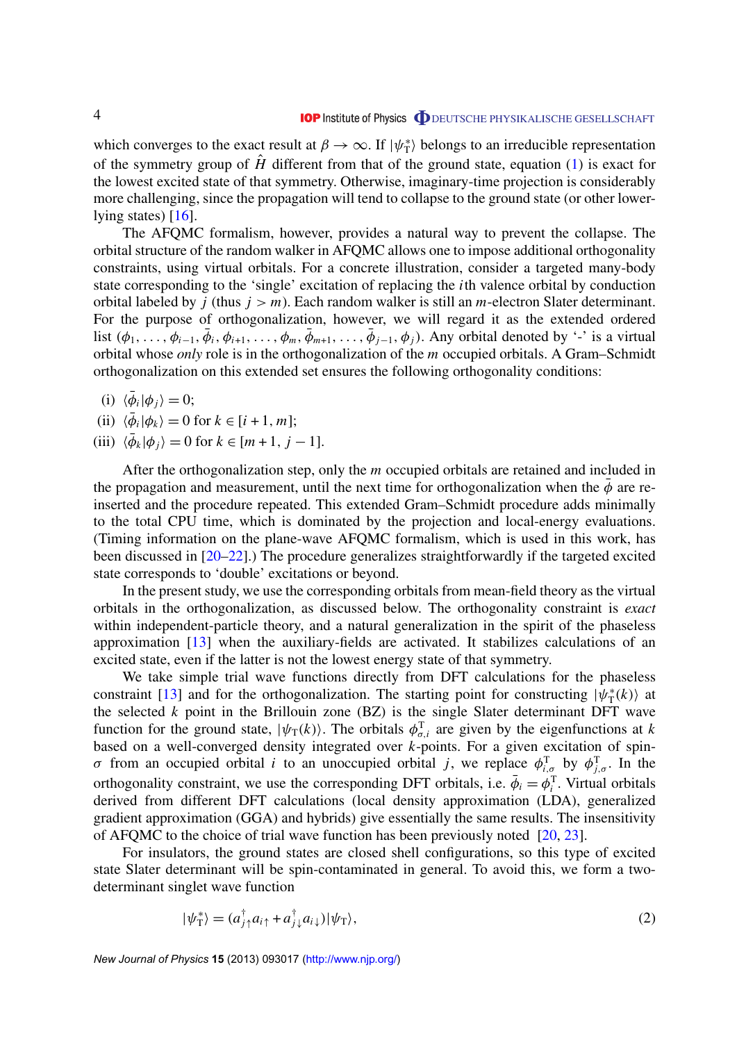which converges to the exact result at $\beta \to \infty$. If $|\psi_T^*\rangle$ belongs to an irreducible representation of the symmetry group of $\hat{H}$ different from that of the ground state, equation (1) is exact for the lowest excited state of that symmetry. Otherwise, imaginary-time projection is considerably more challenging, since the propagation will tend to collapse to the ground state (or other lower-lying states) [16].

The AFQMC formalism, however, provides a natural way to prevent the collapse. The orbital structure of the random walker in AFQMC allows one to impose additional orthogonality constraints, using virtual orbitals. For a concrete illustration, consider a targeted many-body state corresponding to the 'single' excitation of replacing the $i$th valence orbital by conduction orbital labeled by $j$ (thus $j > m$). Each random walker is still an $m$-electron Slater determinant. For the purpose of orthogonalization, however, we will regard it as the extended ordered list $(\phi_1, \ldots, \phi_{i-1}, \bar{\phi}_i, \phi_{i+1}, \ldots, \phi_m, \bar{\phi}_{m+1}, \ldots, \bar{\phi}_{j-1}, \phi_j)$. Any orbital denoted by '-' is a virtual orbital whose *only* role is in the orthogonalization of the $m$ occupied orbitals. A Gram–Schmidt orthogonalization on this extended set ensures the following orthogonality conditions:

(i) $\langle \bar{\phi}_i | \phi_j \rangle = 0$;

(ii) $\langle \bar{\phi}_i | \phi_k \rangle = 0$ for $k \in [i+1, m]$;

(iii) $\langle \bar{\phi}_k | \phi_j \rangle = 0$ for $k \in [m+1, j-1]$.

After the orthogonalization step, only the $m$ occupied orbitals are retained and included in the propagation and measurement, until the next time for orthogonalization when the $\bar{\phi}$ are re-inserted and the procedure repeated. This extended Gram–Schmidt procedure adds minimally to the total CPU time, which is dominated by the projection and local-energy evaluations. (Timing information on the plane-wave AFQMC formalism, which is used in this work, has been discussed in [20–22].) The procedure generalizes straightforwardly if the targeted excited state corresponds to 'double' excitations or beyond.

In the present study, we use the corresponding orbitals from mean-field theory as the virtual orbitals in the orthogonalization, as discussed below. The orthogonality constraint is *exact* within independent-particle theory, and a natural generalization in the spirit of the phaseless approximation [13] when the auxiliary-fields are activated. It stabilizes calculations of an excited state, even if the latter is not the lowest energy state of that symmetry.

We take simple trial wave functions directly from DFT calculations for the phaseless constraint [13] and for the orthogonalization. The starting point for constructing $|\psi_T^*(k)\rangle$ at the selected $k$ point in the Brillouin zone (BZ) is the single Slater determinant DFT wave function for the ground state, $|\psi_T(k)\rangle$. The orbitals $\phi_{\sigma,i}^T$ are given by the eigenfunctions at $k$ based on a well-converged density integrated over $k$-points. For a given excitation of spin-$\sigma$ from an occupied orbital $i$ to an unoccupied orbital $j$, we replace $\phi_{i,\sigma}^T$ by $\phi_{j,\sigma}^T$. In the orthogonality constraint, we use the corresponding DFT orbitals, i.e. $\bar{\phi}_i = \phi_i^T$. Virtual orbitals derived from different DFT calculations (local density approximation (LDA), generalized gradient approximation (GGA) and hybrids) give essentially the same results. The insensitivity of AFQMC to the choice of trial wave function has been previously noted [20, 23].

For insulators, the ground states are closed shell configurations, so this type of excited state Slater determinant will be spin-contaminated in general. To avoid this, we form a two-determinant singlet wave function

$$|\psi_T^*\rangle = (a_{j\uparrow}^\dagger a_{i\uparrow} + a_{j\downarrow}^\dagger a_{i\downarrow})|\psi_T\rangle, \tag{2}$$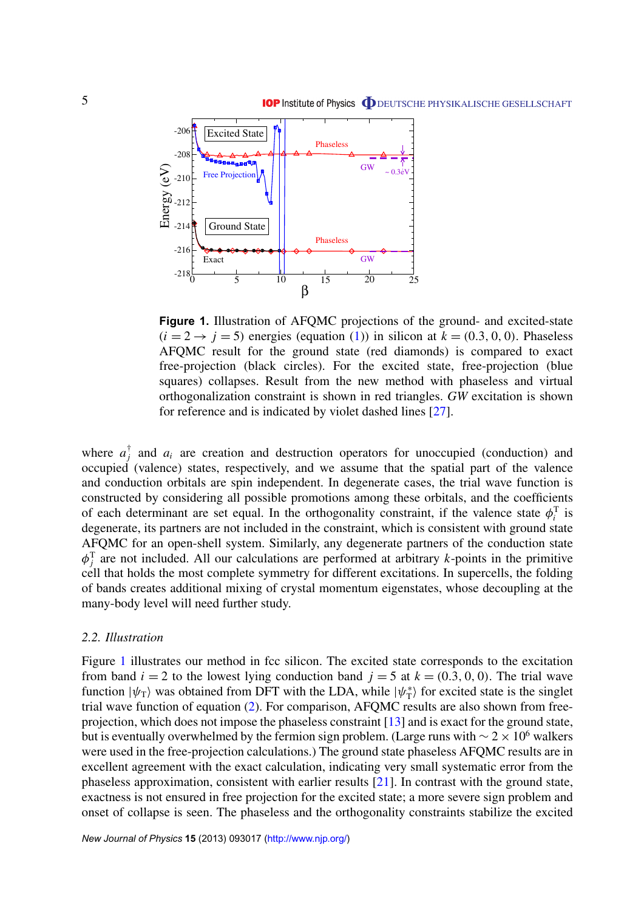**Figure 1.** Illustration of AFQMC projections of the ground- and excited-state ($i = 2 \to j = 5$) energies (equation (1)) in silicon at $k = (0.3, 0, 0)$. Phaseless AFQMC result for the ground state (red diamonds) is compared to exact free-projection (black circles). For the excited state, free-projection (blue squares) collapses. Result from the new method with phaseless and virtual orthogonalization constraint is shown in red triangles. *GW* excitation is shown for reference and is indicated by violet dashed lines [27].

where $a_j^\dagger$ and $a_i$ are creation and destruction operators for unoccupied (conduction) and occupied (valence) states, respectively, and we assume that the spatial part of the valence and conduction orbitals are spin independent. In degenerate cases, the trial wave function is constructed by considering all possible promotions among these orbitals, and the coefficients of each determinant are set equal. In the orthogonality constraint, if the valence state $\phi_i^{\mathrm{T}}$ is degenerate, its partners are not included in the constraint, which is consistent with ground state AFQMC for an open-shell system. Similarly, any degenerate partners of the conduction state $\phi_j^{\mathrm{T}}$ are not included. All our calculations are performed at arbitrary $k$-points in the primitive cell that holds the most complete symmetry for different excitations. In supercells, the folding of bands creates additional mixing of crystal momentum eigenstates, whose decoupling at the many-body level will need further study.

### 2.2. Illustration

Figure 1 illustrates our method in fcc silicon. The excited state corresponds to the excitation from band $i = 2$ to the lowest lying conduction band $j = 5$ at $k = (0.3, 0, 0)$. The trial wave function $|\psi_{\mathrm{T}}\rangle$ was obtained from DFT with the LDA, while $|\psi_{\mathrm{T}}^*\rangle$ for excited state is the singlet trial wave function of equation (2). For comparison, AFQMC results are also shown from free-projection, which does not impose the phaseless constraint [13] and is exact for the ground state, but is eventually overwhelmed by the fermion sign problem. (Large runs with $\sim 2 \times 10^6$ walkers were used in the free-projection calculations.) The ground state phaseless AFQMC results are in excellent agreement with the exact calculation, indicating very small systematic error from the phaseless approximation, consistent with earlier results [21]. In contrast with the ground state, exactness is not ensured in free projection for the excited state; a more severe sign problem and onset of collapse is seen. The phaseless and the orthogonality constraints stabilize the excited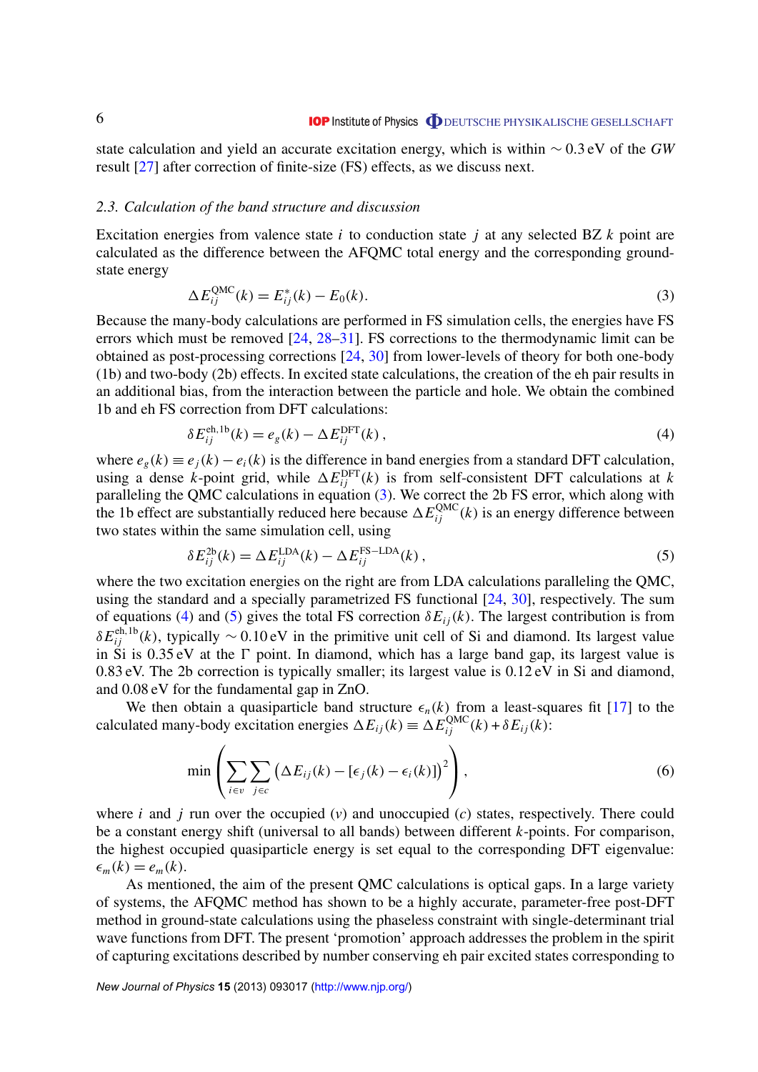state calculation and yield an accurate excitation energy, which is within $\sim 0.3$ eV of the *GW* result [27] after correction of finite-size (FS) effects, as we discuss next.

### *2.3. Calculation of the band structure and discussion*

Excitation energies from valence state $i$ to conduction state $j$ at any selected BZ $k$ point are calculated as the difference between the AFQMC total energy and the corresponding ground-state energy

$$\Delta E_{ij}^{\mathrm{QMC}}(k) = E_{ij}^{*}(k) - E_0(k). \tag{3}$$

Because the many-body calculations are performed in FS simulation cells, the energies have FS errors which must be removed [24, 28–31]. FS corrections to the thermodynamic limit can be obtained as post-processing corrections [24, 30] from lower-levels of theory for both one-body (1b) and two-body (2b) effects. In excited state calculations, the creation of the eh pair results in an additional bias, from the interaction between the particle and hole. We obtain the combined 1b and eh FS correction from DFT calculations:

$$\delta E_{ij}^{\mathrm{eh,1b}}(k) = e_g(k) - \Delta E_{ij}^{\mathrm{DFT}}(k)\,, \tag{4}$$

where $e_g(k) \equiv e_j(k) - e_i(k)$ is the difference in band energies from a standard DFT calculation, using a dense $k$-point grid, while $\Delta E_{ij}^{\mathrm{DFT}}(k)$ is from self-consistent DFT calculations at $k$ paralleling the QMC calculations in equation (3). We correct the 2b FS error, which along with the 1b effect are substantially reduced here because $\Delta E_{ij}^{\mathrm{QMC}}(k)$ is an energy difference between two states within the same simulation cell, using

$$\delta E_{ij}^{\mathrm{2b}}(k) = \Delta E_{ij}^{\mathrm{LDA}}(k) - \Delta E_{ij}^{\mathrm{FS-LDA}}(k)\,, \tag{5}$$

where the two excitation energies on the right are from LDA calculations paralleling the QMC, using the standard and a specially parametrized FS functional [24, 30], respectively. The sum of equations (4) and (5) gives the total FS correction $\delta E_{ij}(k)$. The largest contribution is from $\delta E_{ij}^{\mathrm{eh,1b}}(k)$, typically $\sim 0.10$ eV in the primitive unit cell of Si and diamond. Its largest value in Si is 0.35 eV at the $\Gamma$ point. In diamond, which has a large band gap, its largest value is 0.83 eV. The 2b correction is typically smaller; its largest value is 0.12 eV in Si and diamond, and 0.08 eV for the fundamental gap in ZnO.

We then obtain a quasiparticle band structure $\epsilon_n(k)$ from a least-squares fit [17] to the calculated many-body excitation energies $\Delta E_{ij}(k) \equiv \Delta E_{ij}^{\mathrm{QMC}}(k) + \delta E_{ij}(k)$:

$$\min \left( \sum_{i\in v} \sum_{j\in c} \left( \Delta E_{ij}(k) - [\epsilon_j(k) - \epsilon_i(k)] \right)^2 \right), \tag{6}$$

where $i$ and $j$ run over the occupied ($v$) and unoccupied ($c$) states, respectively. There could be a constant energy shift (universal to all bands) between different $k$-points. For comparison, the highest occupied quasiparticle energy is set equal to the corresponding DFT eigenvalue: $\epsilon_m(k) = e_m(k)$.

As mentioned, the aim of the present QMC calculations is optical gaps. In a large variety of systems, the AFQMC method has shown to be a highly accurate, parameter-free post-DFT method in ground-state calculations using the phaseless constraint with single-determinant trial wave functions from DFT. The present 'promotion' approach addresses the problem in the spirit of capturing excitations described by number conserving eh pair excited states corresponding to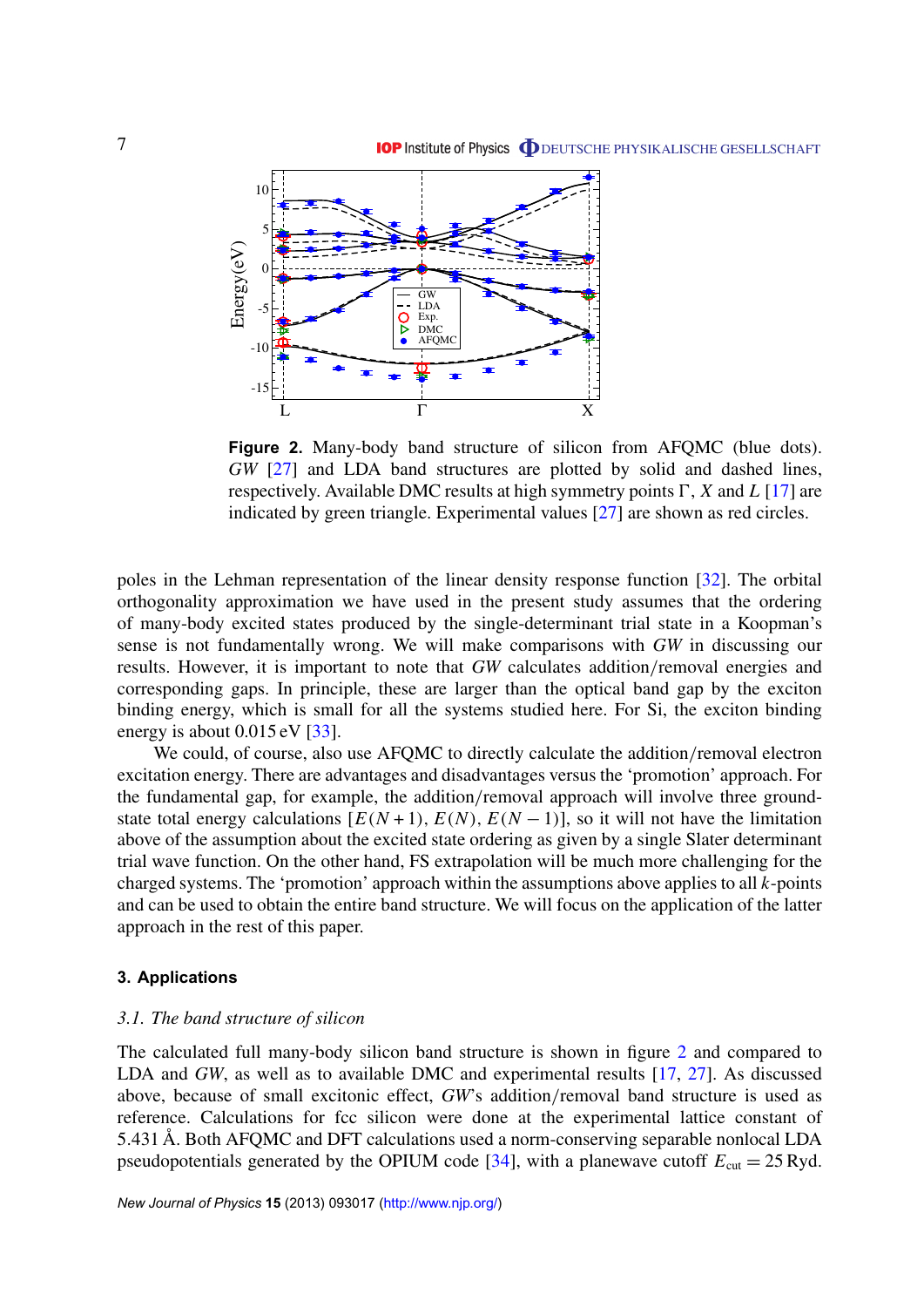**Figure 2.** Many-body band structure of silicon from AFQMC (blue dots). *GW* [27] and LDA band structures are plotted by solid and dashed lines, respectively. Available DMC results at high symmetry points Γ, $X$ and $L$ [17] are indicated by green triangle. Experimental values [27] are shown as red circles.

poles in the Lehman representation of the linear density response function [32]. The orbital orthogonality approximation we have used in the present study assumes that the ordering of many-body excited states produced by the single-determinant trial state in a Koopman's sense is not fundamentally wrong. We will make comparisons with *GW* in discussing our results. However, it is important to note that *GW* calculates addition/removal energies and corresponding gaps. In principle, these are larger than the optical band gap by the exciton binding energy, which is small for all the systems studied here. For Si, the exciton binding energy is about 0.015 eV [33].

We could, of course, also use AFQMC to directly calculate the addition/removal electron excitation energy. There are advantages and disadvantages versus the 'promotion' approach. For the fundamental gap, for example, the addition/removal approach will involve three ground-state total energy calculations $[E(N+1), E(N), E(N-1)]$, so it will not have the limitation above of the assumption about the excited state ordering as given by a single Slater determinant trial wave function. On the other hand, FS extrapolation will be much more challenging for the charged systems. The 'promotion' approach within the assumptions above applies to all $k$-points and can be used to obtain the entire band structure. We will focus on the application of the latter approach in the rest of this paper.

## 3. Applications

### 3.1. The band structure of silicon

The calculated full many-body silicon band structure is shown in figure 2 and compared to LDA and *GW*, as well as to available DMC and experimental results [17, 27]. As discussed above, because of small excitonic effect, *GW*'s addition/removal band structure is used as reference. Calculations for fcc silicon were done at the experimental lattice constant of 5.431 Å. Both AFQMC and DFT calculations used a norm-conserving separable nonlocal LDA pseudopotentials generated by the OPIUM code [34], with a planewave cutoff $E_{\text{cut}} = 25$ Ryd.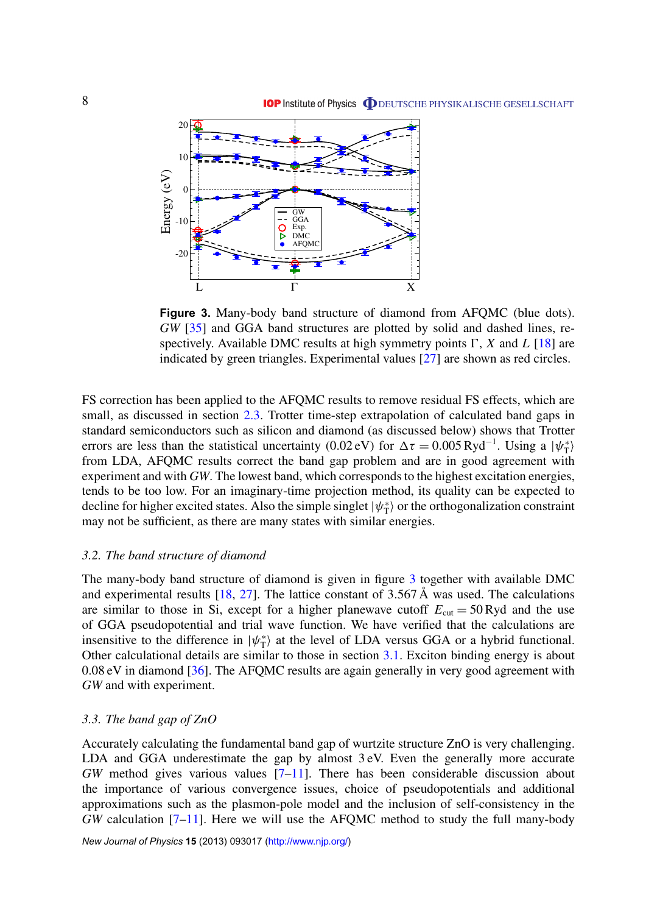**Figure 3.** Many-body band structure of diamond from AFQMC (blue dots). *GW* [35] and GGA band structures are plotted by solid and dashed lines, respectively. Available DMC results at high symmetry points Γ, *X* and *L* [18] are indicated by green triangles. Experimental values [27] are shown as red circles.

FS correction has been applied to the AFQMC results to remove residual FS effects, which are small, as discussed in section 2.3. Trotter time-step extrapolation of calculated band gaps in standard semiconductors such as silicon and diamond (as discussed below) shows that Trotter errors are less than the statistical uncertainty (0.02 eV) for $\Delta\tau = 0.005\,\text{Ryd}^{-1}$. Using a $|\psi_T^*\rangle$ from LDA, AFQMC results correct the band gap problem and are in good agreement with experiment and with *GW*. The lowest band, which corresponds to the highest excitation energies, tends to be too low. For an imaginary-time projection method, its quality can be expected to decline for higher excited states. Also the simple singlet $|\psi_T^*\rangle$ or the orthogonalization constraint may not be sufficient, as there are many states with similar energies.

### 3.2. The band structure of diamond

The many-body band structure of diamond is given in figure 3 together with available DMC and experimental results [18, 27]. The lattice constant of 3.567 Å was used. The calculations are similar to those in Si, except for a higher planewave cutoff $E_{\text{cut}} = 50\,\text{Ryd}$ and the use of GGA pseudopotential and trial wave function. We have verified that the calculations are insensitive to the difference in $|\psi_T^*\rangle$ at the level of LDA versus GGA or a hybrid functional. Other calculational details are similar to those in section 3.1. Exciton binding energy is about 0.08 eV in diamond [36]. The AFQMC results are again generally in very good agreement with *GW* and with experiment.

### 3.3. The band gap of ZnO

Accurately calculating the fundamental band gap of wurtzite structure ZnO is very challenging. LDA and GGA underestimate the gap by almost 3 eV. Even the generally more accurate *GW* method gives various values [7–11]. There has been considerable discussion about the importance of various convergence issues, choice of pseudopotentials and additional approximations such as the plasmon-pole model and the inclusion of self-consistency in the *GW* calculation [7–11]. Here we will use the AFQMC method to study the full many-body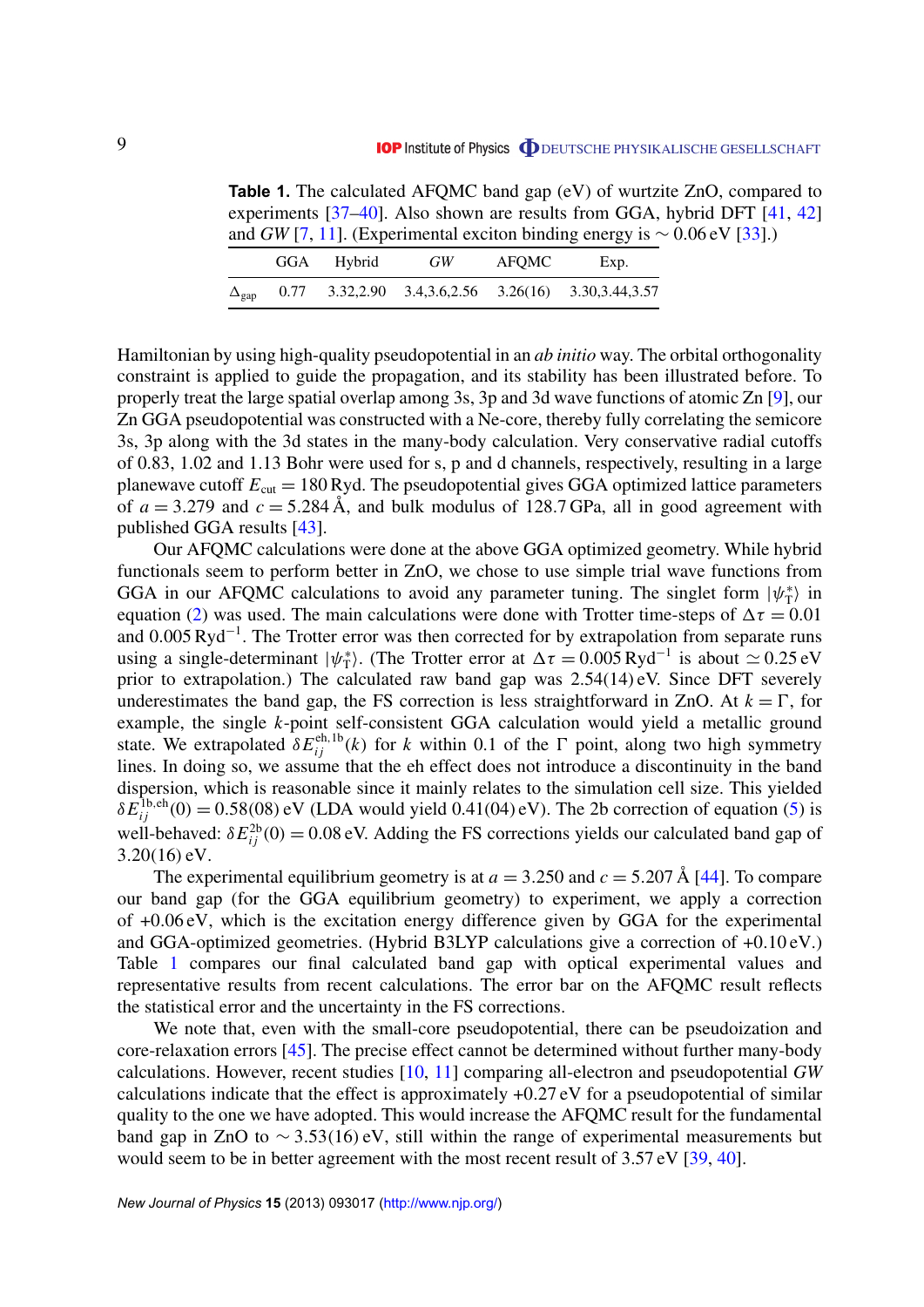**Table 1.** The calculated AFQMC band gap (eV) of wurtzite ZnO, compared to experiments [37–40]. Also shown are results from GGA, hybrid DFT [41, 42] and *GW* [7, 11]. (Experimental exciton binding energy is $\sim 0.06$ eV [33].)

| | GGA | Hybrid | *GW* | AFQMC | Exp. |
|---|---|---|---|---|---|
| $\Delta_{\mathrm{gap}}$ | 0.77 | 3.32,2.90 | 3.4,3.6,2.56 | 3.26(16) | 3.30,3.44,3.57 |

Hamiltonian by using high-quality pseudopotential in an *ab initio* way. The orbital orthogonality constraint is applied to guide the propagation, and its stability has been illustrated before. To properly treat the large spatial overlap among 3s, 3p and 3d wave functions of atomic Zn [9], our Zn GGA pseudopotential was constructed with a Ne-core, thereby fully correlating the semicore 3s, 3p along with the 3d states in the many-body calculation. Very conservative radial cutoffs of 0.83, 1.02 and 1.13 Bohr were used for s, p and d channels, respectively, resulting in a large planewave cutoff $E_{\mathrm{cut}} = 180$ Ryd. The pseudopotential gives GGA optimized lattice parameters of $a = 3.279$ and $c = 5.284$ Å, and bulk modulus of 128.7 GPa, all in good agreement with published GGA results [43].

Our AFQMC calculations were done at the above GGA optimized geometry. While hybrid functionals seem to perform better in ZnO, we chose to use simple trial wave functions from GGA in our AFQMC calculations to avoid any parameter tuning. The singlet form $|\psi_{\mathrm{T}}^{*}\rangle$ in equation (2) was used. The main calculations were done with Trotter time-steps of $\Delta\tau = 0.01$ and 0.005 $\mathrm{Ryd}^{-1}$. The Trotter error was then corrected for by extrapolation from separate runs using a single-determinant $|\psi_{\mathrm{T}}^{*}\rangle$. (The Trotter error at $\Delta\tau = 0.005\,\mathrm{Ryd}^{-1}$ is about $\simeq 0.25$ eV prior to extrapolation.) The calculated raw band gap was 2.54(14) eV. Since DFT severely underestimates the band gap, the FS correction is less straightforward in ZnO. At $k = \Gamma$, for example, the single $k$-point self-consistent GGA calculation would yield a metallic ground state. We extrapolated $\delta E_{ij}^{\mathrm{eh,1b}}(k)$ for $k$ within 0.1 of the $\Gamma$ point, along two high symmetry lines. In doing so, we assume that the eh effect does not introduce a discontinuity in the band dispersion, which is reasonable since it mainly relates to the simulation cell size. This yielded $\delta E_{ij}^{\mathrm{1b,eh}}(0) = 0.58(08)$ eV (LDA would yield 0.41(04) eV). The 2b correction of equation (5) is well-behaved: $\delta E_{ij}^{\mathrm{2b}}(0) = 0.08$ eV. Adding the FS corrections yields our calculated band gap of 3.20(16) eV.

The experimental equilibrium geometry is at $a = 3.250$ and $c = 5.207$ Å [44]. To compare our band gap (for the GGA equilibrium geometry) to experiment, we apply a correction of +0.06 eV, which is the excitation energy difference given by GGA for the experimental and GGA-optimized geometries. (Hybrid B3LYP calculations give a correction of +0.10 eV.) Table 1 compares our final calculated band gap with optical experimental values and representative results from recent calculations. The error bar on the AFQMC result reflects the statistical error and the uncertainty in the FS corrections.

We note that, even with the small-core pseudopotential, there can be pseudoization and core-relaxation errors [45]. The precise effect cannot be determined without further many-body calculations. However, recent studies [10, 11] comparing all-electron and pseudopotential *GW* calculations indicate that the effect is approximately +0.27 eV for a pseudopotential of similar quality to the one we have adopted. This would increase the AFQMC result for the fundamental band gap in ZnO to $\sim 3.53(16)$ eV, still within the range of experimental measurements but would seem to be in better agreement with the most recent result of 3.57 eV [39, 40].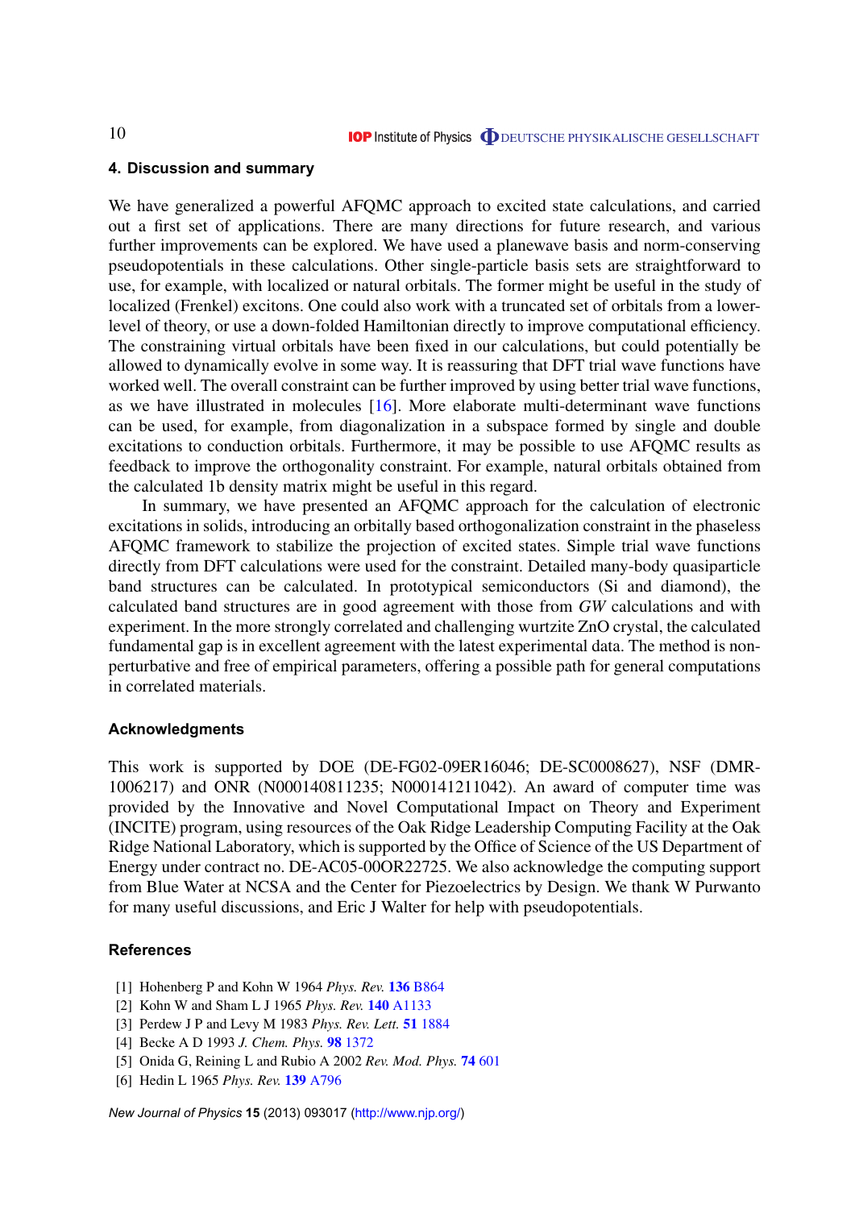## 4. Discussion and summary

We have generalized a powerful AFQMC approach to excited state calculations, and carried out a first set of applications. There are many directions for future research, and various further improvements can be explored. We have used a planewave basis and norm-conserving pseudopotentials in these calculations. Other single-particle basis sets are straightforward to use, for example, with localized or natural orbitals. The former might be useful in the study of localized (Frenkel) excitons. One could also work with a truncated set of orbitals from a lower-level of theory, or use a down-folded Hamiltonian directly to improve computational efficiency. The constraining virtual orbitals have been fixed in our calculations, but could potentially be allowed to dynamically evolve in some way. It is reassuring that DFT trial wave functions have worked well. The overall constraint can be further improved by using better trial wave functions, as we have illustrated in molecules [16]. More elaborate multi-determinant wave functions can be used, for example, from diagonalization in a subspace formed by single and double excitations to conduction orbitals. Furthermore, it may be possible to use AFQMC results as feedback to improve the orthogonality constraint. For example, natural orbitals obtained from the calculated 1b density matrix might be useful in this regard.

In summary, we have presented an AFQMC approach for the calculation of electronic excitations in solids, introducing an orbitally based orthogonalization constraint in the phaseless AFQMC framework to stabilize the projection of excited states. Simple trial wave functions directly from DFT calculations were used for the constraint. Detailed many-body quasiparticle band structures can be calculated. In prototypical semiconductors (Si and diamond), the calculated band structures are in good agreement with those from *GW* calculations and with experiment. In the more strongly correlated and challenging wurtzite ZnO crystal, the calculated fundamental gap is in excellent agreement with the latest experimental data. The method is non-perturbative and free of empirical parameters, offering a possible path for general computations in correlated materials.

## Acknowledgments

This work is supported by DOE (DE-FG02-09ER16046; DE-SC0008627), NSF (DMR-1006217) and ONR (N000140811235; N000141211042). An award of computer time was provided by the Innovative and Novel Computational Impact on Theory and Experiment (INCITE) program, using resources of the Oak Ridge Leadership Computing Facility at the Oak Ridge National Laboratory, which is supported by the Office of Science of the US Department of Energy under contract no. DE-AC05-00OR22725. We also acknowledge the computing support from Blue Water at NCSA and the Center for Piezoelectrics by Design. We thank W Purwanto for many useful discussions, and Eric J Walter for help with pseudopotentials.

## References

[1] Hohenberg P and Kohn W 1964 *Phys. Rev.* **136** B864
[2] Kohn W and Sham L J 1965 *Phys. Rev.* **140** A1133
[3] Perdew J P and Levy M 1983 *Phys. Rev. Lett.* **51** 1884
[4] Becke A D 1993 *J. Chem. Phys.* **98** 1372
[5] Onida G, Reining L and Rubio A 2002 *Rev. Mod. Phys.* **74** 601
[6] Hedin L 1965 *Phys. Rev.* **139** A796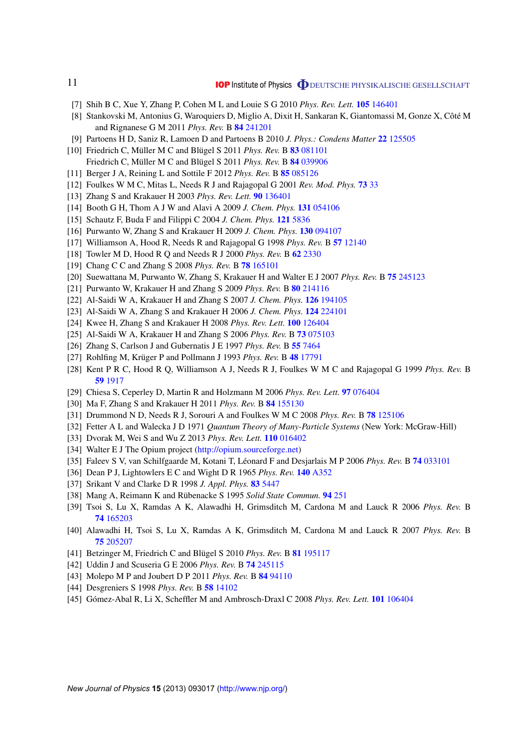[7] Shih B C, Xue Y, Zhang P, Cohen M L and Louie S G 2010 *Phys. Rev. Lett.* **105** 146401

[8] Stankovski M, Antonius G, Waroquiers D, Miglio A, Dixit H, Sankaran K, Giantomassi M, Gonze X, Côté M and Rignanese G M 2011 *Phys. Rev.* B **84** 241201

[9] Partoens H D, Saniz R, Lamoen D and Partoens B 2010 *J. Phys.: Condens Matter* **22** 125505

[10] Friedrich C, Müller M C and Blügel S 2011 *Phys. Rev.* B **83** 081101
Friedrich C, Müller M C and Blügel S 2011 *Phys. Rev.* B **84** 039906

[11] Berger J A, Reining L and Sottile F 2012 *Phys. Rev.* B **85** 085126

[12] Foulkes W M C, Mitas L, Needs R J and Rajagopal G 2001 *Rev. Mod. Phys.* **73** 33

[13] Zhang S and Krakauer H 2003 *Phys. Rev. Lett.* **90** 136401

[14] Booth G H, Thom A J W and Alavi A 2009 *J. Chem. Phys.* **131** 054106

[15] Schautz F, Buda F and Filippi C 2004 *J. Chem. Phys.* **121** 5836

[16] Purwanto W, Zhang S and Krakauer H 2009 *J. Chem. Phys.* **130** 094107

[17] Williamson A, Hood R, Needs R and Rajagopal G 1998 *Phys. Rev.* B **57** 12140

[18] Towler M D, Hood R Q and Needs R J 2000 *Phys. Rev.* B **62** 2330

[19] Chang C C and Zhang S 2008 *Phys. Rev.* B **78** 165101

[20] Suewattana M, Purwanto W, Zhang S, Krakauer H and Walter E J 2007 *Phys. Rev.* B **75** 245123

[21] Purwanto W, Krakauer H and Zhang S 2009 *Phys. Rev.* B **80** 214116

[22] Al-Saidi W A, Krakauer H and Zhang S 2007 *J. Chem. Phys.* **126** 194105

[23] Al-Saidi W A, Zhang S and Krakauer H 2006 *J. Chem. Phys.* **124** 224101

[24] Kwee H, Zhang S and Krakauer H 2008 *Phys. Rev. Lett.* **100** 126404

[25] Al-Saidi W A, Krakauer H and Zhang S 2006 *Phys. Rev.* B **73** 075103

[26] Zhang S, Carlson J and Gubernatis J E 1997 *Phys. Rev.* B **55** 7464

[27] Rohlfing M, Krüger P and Pollmann J 1993 *Phys. Rev.* B **48** 17791

[28] Kent P R C, Hood R Q, Williamson A J, Needs R J, Foulkes W M C and Rajagopal G 1999 *Phys. Rev.* B **59** 1917

[29] Chiesa S, Ceperley D, Martin R and Holzmann M 2006 *Phys. Rev. Lett.* **97** 076404

[30] Ma F, Zhang S and Krakauer H 2011 *Phys. Rev.* B **84** 155130

[31] Drummond N D, Needs R J, Sorouri A and Foulkes W M C 2008 *Phys. Rev.* B **78** 125106

[32] Fetter A L and Walecka J D 1971 *Quantum Theory of Many-Particle Systems* (New York: McGraw-Hill)

[33] Dvorak M, Wei S and Wu Z 2013 *Phys. Rev. Lett.* **110** 016402

[34] Walter E J The Opium project (http://opium.sourceforge.net)

[35] Faleev S V, van Schilfgaarde M, Kotani T, Léonard F and Desjarlais M P 2006 *Phys. Rev.* B **74** 033101

[36] Dean P J, Lightowlers E C and Wight D R 1965 *Phys. Rev.* **140** A352

[37] Srikant V and Clarke D R 1998 *J. Appl. Phys.* **83** 5447

[38] Mang A, Reimann K and Rübenacke S 1995 *Solid State Commun.* **94** 251

[39] Tsoi S, Lu X, Ramdas A K, Alawadhi H, Grimsditch M, Cardona M and Lauck R 2006 *Phys. Rev.* B **74** 165203

[40] Alawadhi H, Tsoi S, Lu X, Ramdas A K, Grimsditch M, Cardona M and Lauck R 2007 *Phys. Rev.* B **75** 205207

[41] Betzinger M, Friedrich C and Blügel S 2010 *Phys. Rev.* B **81** 195117

[42] Uddin J and Scuseria G E 2006 *Phys. Rev.* B **74** 245115

[43] Molepo M P and Joubert D P 2011 *Phys. Rev.* B **84** 94110

[44] Desgreniers S 1998 *Phys. Rev.* B **58** 14102

[45] Gómez-Abal R, Li X, Scheffler M and Ambrosch-Draxl C 2008 *Phys. Rev. Lett.* **101** 106404